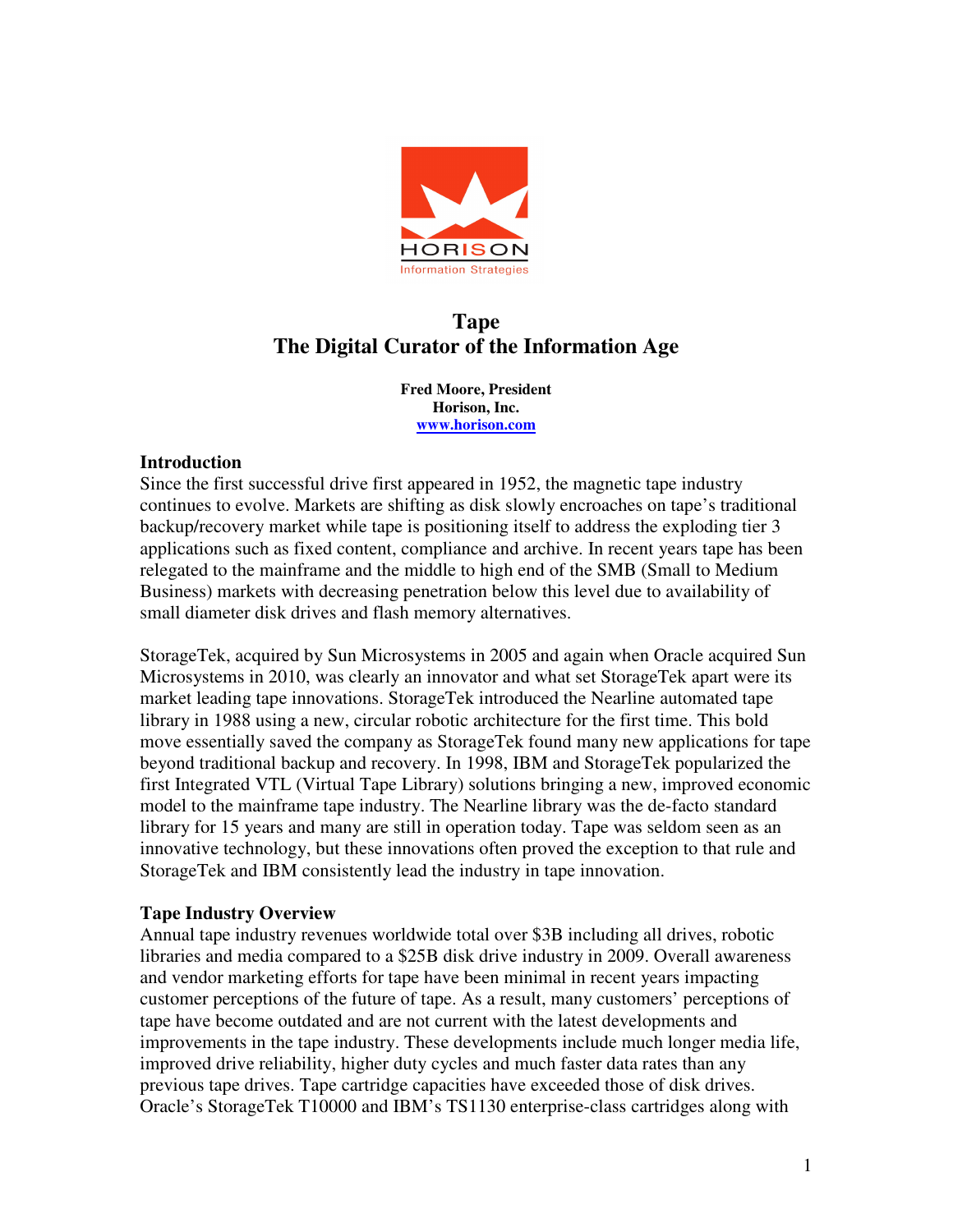# Tape
# The Digital Curator of the Information Age

**Fred Moore, President**
**Horison, Inc.**
**[www.horison.com](http://www.horison.com)**

## Introduction

Since the first successful drive first appeared in 1952, the magnetic tape industry continues to evolve. Markets are shifting as disk slowly encroaches on tape's traditional backup/recovery market while tape is positioning itself to address the exploding tier 3 applications such as fixed content, compliance and archive. In recent years tape has been relegated to the mainframe and the middle to high end of the SMB (Small to Medium Business) markets with decreasing penetration below this level due to availability of small diameter disk drives and flash memory alternatives.

StorageTek, acquired by Sun Microsystems in 2005 and again when Oracle acquired Sun Microsystems in 2010, was clearly an innovator and what set StorageTek apart were its market leading tape innovations. StorageTek introduced the Nearline automated tape library in 1988 using a new, circular robotic architecture for the first time. This bold move essentially saved the company as StorageTek found many new applications for tape beyond traditional backup and recovery. In 1998, IBM and StorageTek popularized the first Integrated VTL (Virtual Tape Library) solutions bringing a new, improved economic model to the mainframe tape industry. The Nearline library was the de-facto standard library for 15 years and many are still in operation today. Tape was seldom seen as an innovative technology, but these innovations often proved the exception to that rule and StorageTek and IBM consistently lead the industry in tape innovation.

## Tape Industry Overview

Annual tape industry revenues worldwide total over $3B including all drives, robotic libraries and media compared to a $25B disk drive industry in 2009. Overall awareness and vendor marketing efforts for tape have been minimal in recent years impacting customer perceptions of the future of tape. As a result, many customers' perceptions of tape have become outdated and are not current with the latest developments and improvements in the tape industry. These developments include much longer media life, improved drive reliability, higher duty cycles and much faster data rates than any previous tape drives. Tape cartridge capacities have exceeded those of disk drives. Oracle's StorageTek T10000 and IBM's TS1130 enterprise-class cartridges along with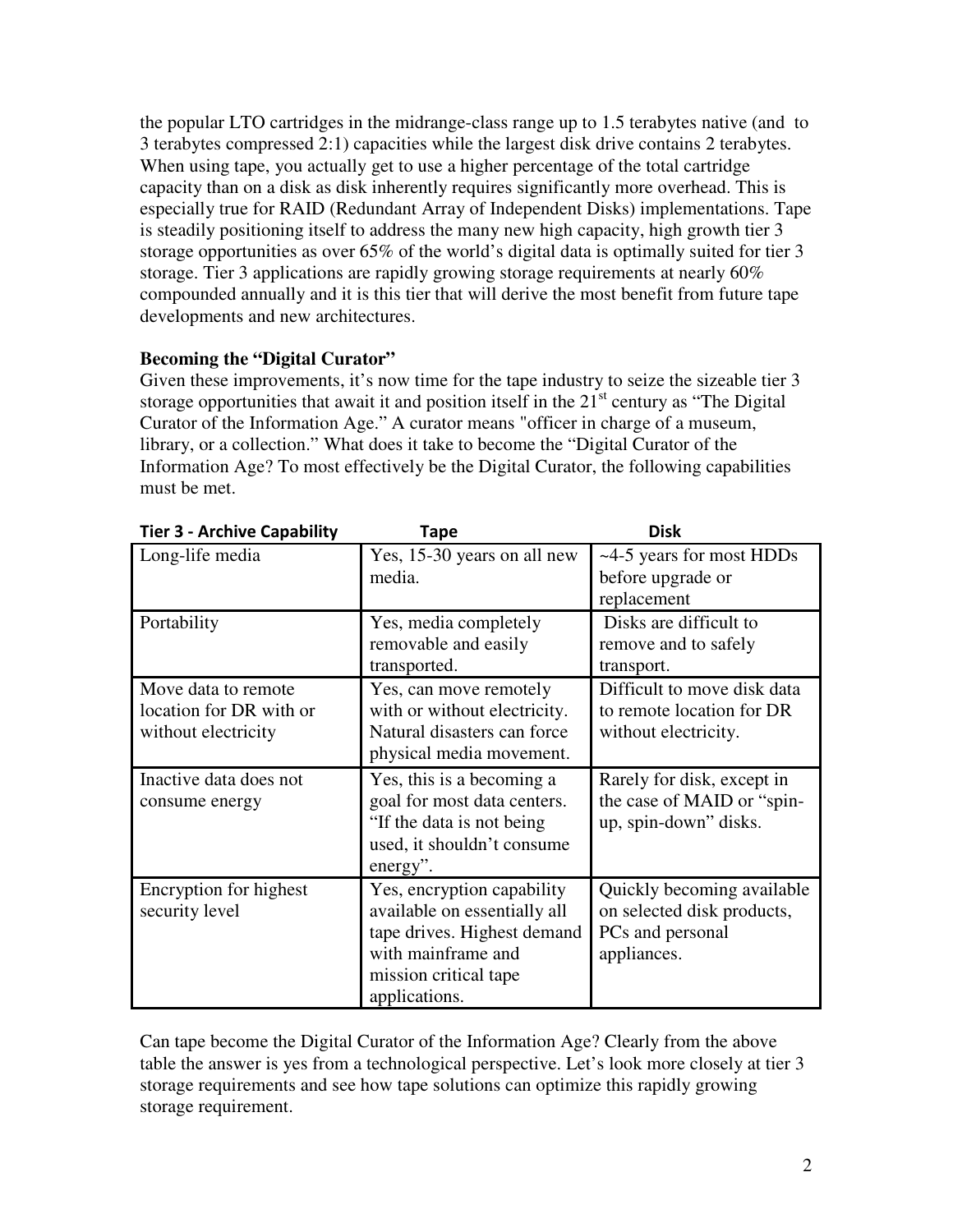the popular LTO cartridges in the midrange-class range up to 1.5 terabytes native (and to 3 terabytes compressed 2:1) capacities while the largest disk drive contains 2 terabytes. When using tape, you actually get to use a higher percentage of the total cartridge capacity than on a disk as disk inherently requires significantly more overhead. This is especially true for RAID (Redundant Array of Independent Disks) implementations. Tape is steadily positioning itself to address the many new high capacity, high growth tier 3 storage opportunities as over 65% of the world's digital data is optimally suited for tier 3 storage. Tier 3 applications are rapidly growing storage requirements at nearly 60% compounded annually and it is this tier that will derive the most benefit from future tape developments and new architectures.

**Becoming the "Digital Curator"**

Given these improvements, it's now time for the tape industry to seize the sizeable tier 3 storage opportunities that await it and position itself in the 21st century as "The Digital Curator of the Information Age." A curator means "officer in charge of a museum, library, or a collection." What does it take to become the "Digital Curator of the Information Age? To most effectively be the Digital Curator, the following capabilities must be met.

| Tier 3 - Archive Capability | Tape | Disk |
|---|---|---|
| Long-life media | Yes, 15-30 years on all new media. | ~4-5 years for most HDDs before upgrade or replacement |
| Portability | Yes, media completely removable and easily transported. | Disks are difficult to remove and to safely transport. |
| Move data to remote location for DR with or without electricity | Yes, can move remotely with or without electricity. Natural disasters can force physical media movement. | Difficult to move disk data to remote location for DR without electricity. |
| Inactive data does not consume energy | Yes, this is a becoming a goal for most data centers. "If the data is not being used, it shouldn't consume energy". | Rarely for disk, except in the case of MAID or "spin-up, spin-down" disks. |
| Encryption for highest security level | Yes, encryption capability available on essentially all tape drives. Highest demand with mainframe and mission critical tape applications. | Quickly becoming available on selected disk products, PCs and personal appliances. |

Can tape become the Digital Curator of the Information Age? Clearly from the above table the answer is yes from a technological perspective. Let's look more closely at tier 3 storage requirements and see how tape solutions can optimize this rapidly growing storage requirement.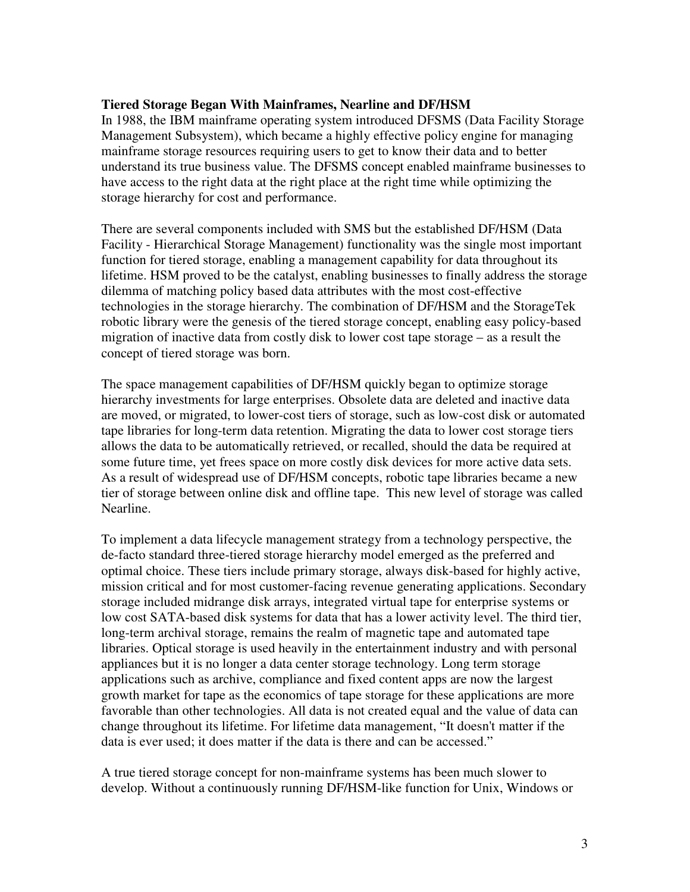**Tiered Storage Began With Mainframes, Nearline and DF/HSM**

In 1988, the IBM mainframe operating system introduced DFSMS (Data Facility Storage Management Subsystem), which became a highly effective policy engine for managing mainframe storage resources requiring users to get to know their data and to better understand its true business value. The DFSMS concept enabled mainframe businesses to have access to the right data at the right place at the right time while optimizing the storage hierarchy for cost and performance.

There are several components included with SMS but the established DF/HSM (Data Facility - Hierarchical Storage Management) functionality was the single most important function for tiered storage, enabling a management capability for data throughout its lifetime. HSM proved to be the catalyst, enabling businesses to finally address the storage dilemma of matching policy based data attributes with the most cost-effective technologies in the storage hierarchy. The combination of DF/HSM and the StorageTek robotic library were the genesis of the tiered storage concept, enabling easy policy-based migration of inactive data from costly disk to lower cost tape storage – as a result the concept of tiered storage was born.

The space management capabilities of DF/HSM quickly began to optimize storage hierarchy investments for large enterprises. Obsolete data are deleted and inactive data are moved, or migrated, to lower-cost tiers of storage, such as low-cost disk or automated tape libraries for long-term data retention. Migrating the data to lower cost storage tiers allows the data to be automatically retrieved, or recalled, should the data be required at some future time, yet frees space on more costly disk devices for more active data sets. As a result of widespread use of DF/HSM concepts, robotic tape libraries became a new tier of storage between online disk and offline tape. This new level of storage was called Nearline.

To implement a data lifecycle management strategy from a technology perspective, the de-facto standard three-tiered storage hierarchy model emerged as the preferred and optimal choice. These tiers include primary storage, always disk-based for highly active, mission critical and for most customer-facing revenue generating applications. Secondary storage included midrange disk arrays, integrated virtual tape for enterprise systems or low cost SATA-based disk systems for data that has a lower activity level. The third tier, long-term archival storage, remains the realm of magnetic tape and automated tape libraries. Optical storage is used heavily in the entertainment industry and with personal appliances but it is no longer a data center storage technology. Long term storage applications such as archive, compliance and fixed content apps are now the largest growth market for tape as the economics of tape storage for these applications are more favorable than other technologies. All data is not created equal and the value of data can change throughout its lifetime. For lifetime data management, "It doesn't matter if the data is ever used; it does matter if the data is there and can be accessed."

A true tiered storage concept for non-mainframe systems has been much slower to develop. Without a continuously running DF/HSM-like function for Unix, Windows or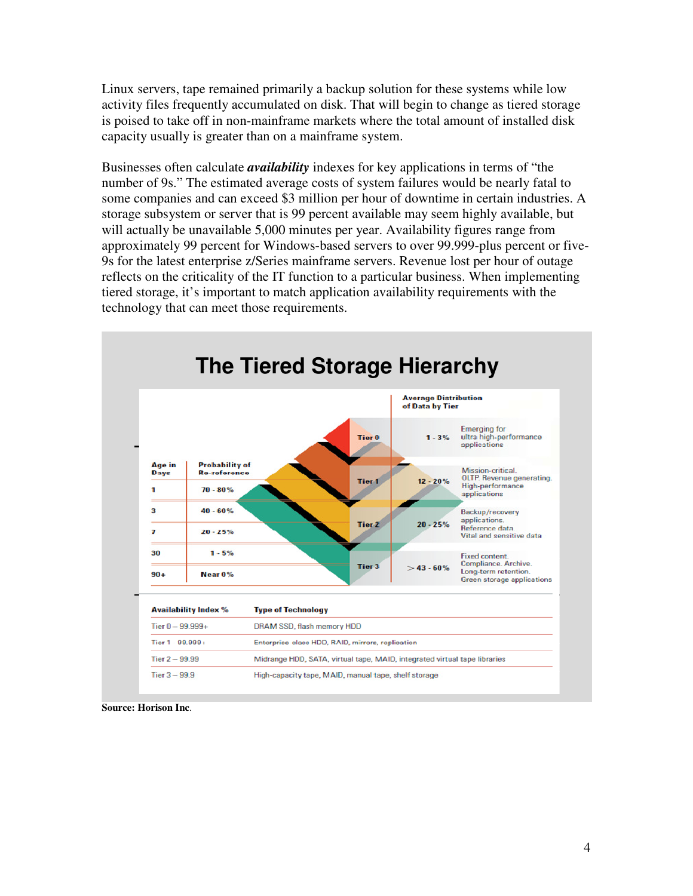Linux servers, tape remained primarily a backup solution for these systems while low activity files frequently accumulated on disk. That will begin to change as tiered storage is poised to take off in non-mainframe markets where the total amount of installed disk capacity usually is greater than on a mainframe system.

Businesses often calculate ***availability*** indexes for key applications in terms of "the number of 9s." The estimated average costs of system failures would be nearly fatal to some companies and can exceed $3 million per hour of downtime in certain industries. A storage subsystem or server that is 99 percent available may seem highly available, but will actually be unavailable 5,000 minutes per year. Availability figures range from approximately 99 percent for Windows-based servers to over 99.999-plus percent or five-9s for the latest enterprise z/Series mainframe servers. Revenue lost per hour of outage reflects on the criticality of the IT function to a particular business. When implementing tiered storage, it's important to match application availability requirements with the technology that can meet those requirements.

## The Tiered Storage Hierarchy

| Age in Days | Probability of Re-reference |
|---|---|
| 1 | 70 - 80% |
| 3 | 40 - 60% |
| 7 | 20 - 25% |
| 30 | 1 - 5% |
| 90+ | Near 0% |

| Tier | Average Distribution of Data by Tier | |
|---|---|---|
| Tier 0 | 1 - 3% | Emerging for ultra high-performance applications |
| Tier 1 | 12 - 20% | Mission-critical. OLTP. Revenue generating. High-performance applications |
| Tier 2 | 20 - 25% | Backup/recovery applications. Reference data. Vital and sensitive data |
| Tier 3 | > 43 - 60% | Fixed content. Compliance. Archive. Long-term retention. Green storage applications |

| Availability Index % | Type of Technology |
|---|---|
| Tier 0 – 99.999+ | DRAM SSD, flash memory HDD |
| Tier 1 – 99.999+ | Enterprise class HDD, RAID, mirrors, replication |
| Tier 2 – 99.99 | Midrange HDD, SATA, virtual tape, MAID, integrated virtual tape libraries |
| Tier 3 – 99.9 | High-capacity tape, MAID, manual tape, shelf storage |

**Source: Horison Inc**.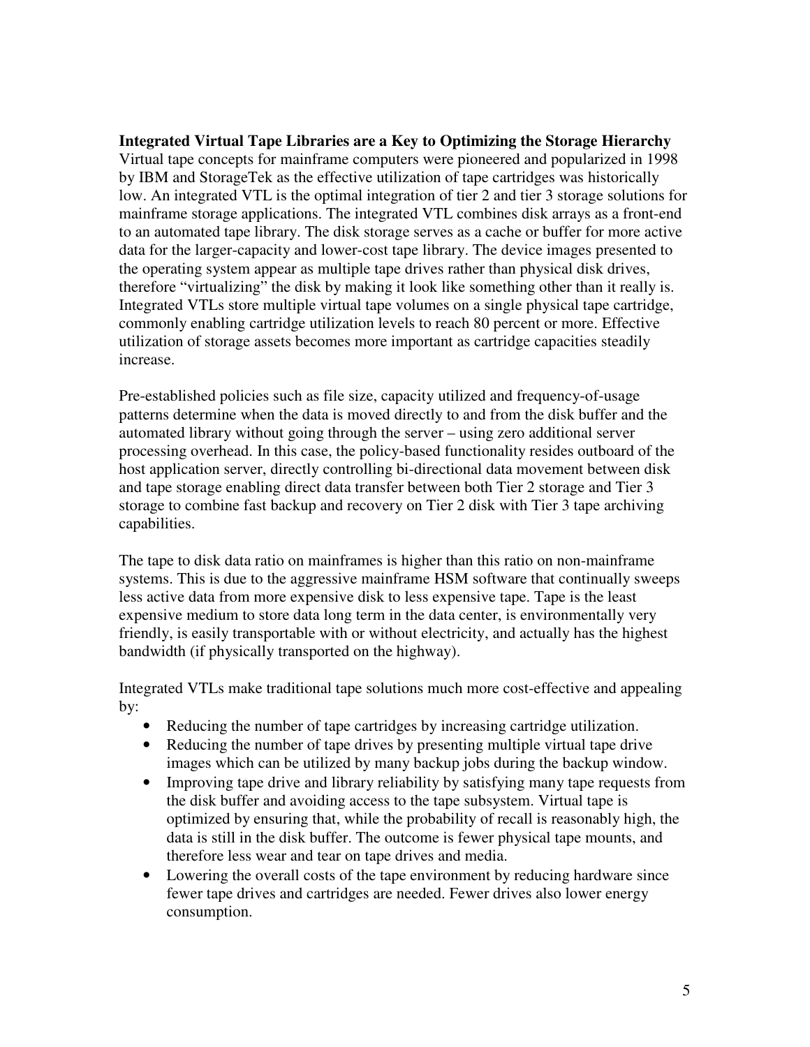**Integrated Virtual Tape Libraries are a Key to Optimizing the Storage Hierarchy**

Virtual tape concepts for mainframe computers were pioneered and popularized in 1998 by IBM and StorageTek as the effective utilization of tape cartridges was historically low. An integrated VTL is the optimal integration of tier 2 and tier 3 storage solutions for mainframe storage applications. The integrated VTL combines disk arrays as a front-end to an automated tape library. The disk storage serves as a cache or buffer for more active data for the larger-capacity and lower-cost tape library. The device images presented to the operating system appear as multiple tape drives rather than physical disk drives, therefore "virtualizing" the disk by making it look like something other than it really is. Integrated VTLs store multiple virtual tape volumes on a single physical tape cartridge, commonly enabling cartridge utilization levels to reach 80 percent or more. Effective utilization of storage assets becomes more important as cartridge capacities steadily increase.

Pre-established policies such as file size, capacity utilized and frequency-of-usage patterns determine when the data is moved directly to and from the disk buffer and the automated library without going through the server – using zero additional server processing overhead. In this case, the policy-based functionality resides outboard of the host application server, directly controlling bi-directional data movement between disk and tape storage enabling direct data transfer between both Tier 2 storage and Tier 3 storage to combine fast backup and recovery on Tier 2 disk with Tier 3 tape archiving capabilities.

The tape to disk data ratio on mainframes is higher than this ratio on non-mainframe systems. This is due to the aggressive mainframe HSM software that continually sweeps less active data from more expensive disk to less expensive tape. Tape is the least expensive medium to store data long term in the data center, is environmentally very friendly, is easily transportable with or without electricity, and actually has the highest bandwidth (if physically transported on the highway).

Integrated VTLs make traditional tape solutions much more cost-effective and appealing by:

- Reducing the number of tape cartridges by increasing cartridge utilization.
- Reducing the number of tape drives by presenting multiple virtual tape drive images which can be utilized by many backup jobs during the backup window.
- Improving tape drive and library reliability by satisfying many tape requests from the disk buffer and avoiding access to the tape subsystem. Virtual tape is optimized by ensuring that, while the probability of recall is reasonably high, the data is still in the disk buffer. The outcome is fewer physical tape mounts, and therefore less wear and tear on tape drives and media.
- Lowering the overall costs of the tape environment by reducing hardware since fewer tape drives and cartridges are needed. Fewer drives also lower energy consumption.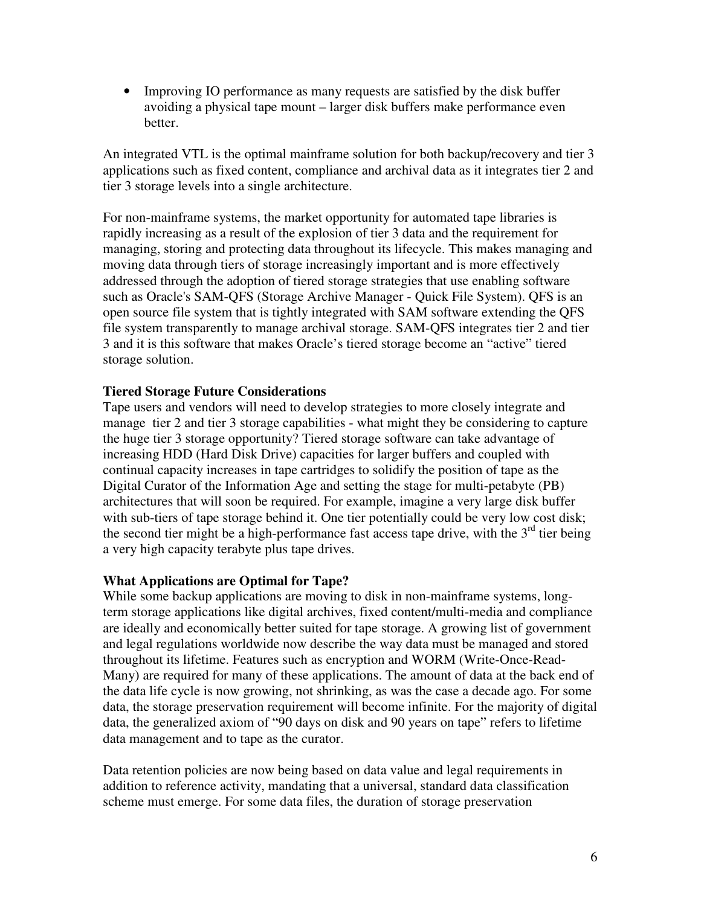- Improving IO performance as many requests are satisfied by the disk buffer avoiding a physical tape mount – larger disk buffers make performance even better.

An integrated VTL is the optimal mainframe solution for both backup/recovery and tier 3 applications such as fixed content, compliance and archival data as it integrates tier 2 and tier 3 storage levels into a single architecture.

For non-mainframe systems, the market opportunity for automated tape libraries is rapidly increasing as a result of the explosion of tier 3 data and the requirement for managing, storing and protecting data throughout its lifecycle. This makes managing and moving data through tiers of storage increasingly important and is more effectively addressed through the adoption of tiered storage strategies that use enabling software such as Oracle's SAM-QFS (Storage Archive Manager - Quick File System). QFS is an open source file system that is tightly integrated with SAM software extending the QFS file system transparently to manage archival storage. SAM-QFS integrates tier 2 and tier 3 and it is this software that makes Oracle's tiered storage become an "active" tiered storage solution.

**Tiered Storage Future Considerations**

Tape users and vendors will need to develop strategies to more closely integrate and manage tier 2 and tier 3 storage capabilities - what might they be considering to capture the huge tier 3 storage opportunity? Tiered storage software can take advantage of increasing HDD (Hard Disk Drive) capacities for larger buffers and coupled with continual capacity increases in tape cartridges to solidify the position of tape as the Digital Curator of the Information Age and setting the stage for multi-petabyte (PB) architectures that will soon be required. For example, imagine a very large disk buffer with sub-tiers of tape storage behind it. One tier potentially could be very low cost disk; the second tier might be a high-performance fast access tape drive, with the 3rd tier being a very high capacity terabyte plus tape drives.

**What Applications are Optimal for Tape?**

While some backup applications are moving to disk in non-mainframe systems, long-term storage applications like digital archives, fixed content/multi-media and compliance are ideally and economically better suited for tape storage. A growing list of government and legal regulations worldwide now describe the way data must be managed and stored throughout its lifetime. Features such as encryption and WORM (Write-Once-Read-Many) are required for many of these applications. The amount of data at the back end of the data life cycle is now growing, not shrinking, as was the case a decade ago. For some data, the storage preservation requirement will become infinite. For the majority of digital data, the generalized axiom of "90 days on disk and 90 years on tape" refers to lifetime data management and to tape as the curator.

Data retention policies are now being based on data value and legal requirements in addition to reference activity, mandating that a universal, standard data classification scheme must emerge. For some data files, the duration of storage preservation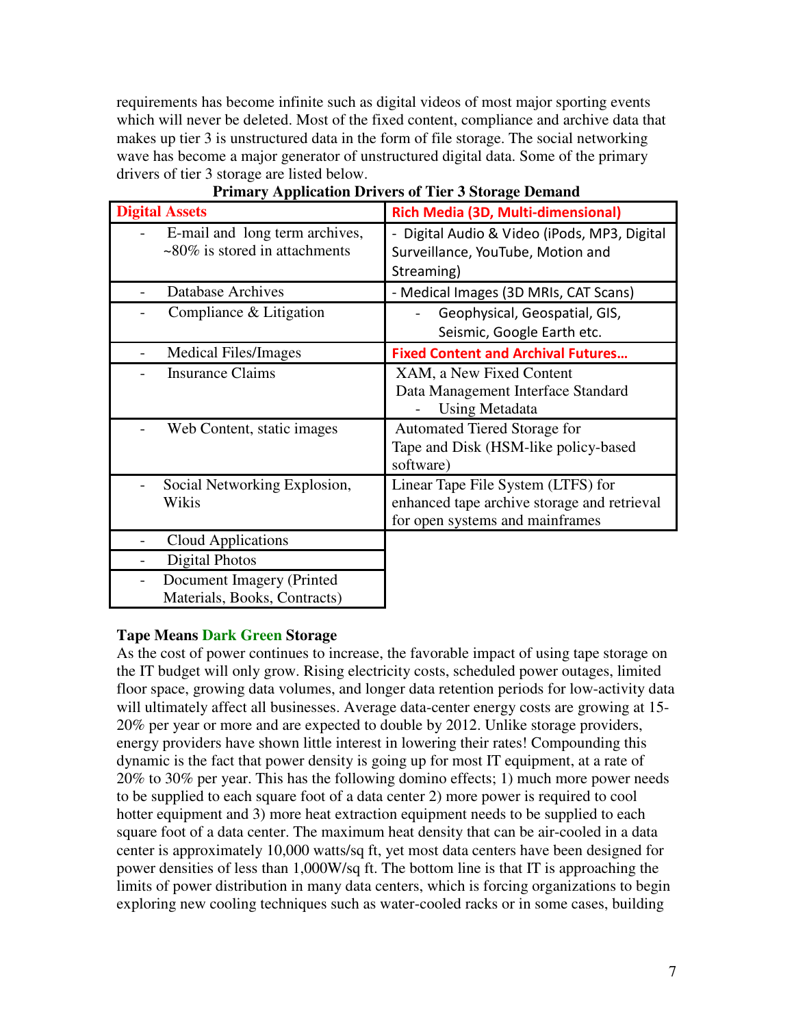requirements has become infinite such as digital videos of most major sporting events which will never be deleted. Most of the fixed content, compliance and archive data that makes up tier 3 is unstructured data in the form of file storage. The social networking wave has become a major generator of unstructured digital data. Some of the primary drivers of tier 3 storage are listed below.

**Primary Application Drivers of Tier 3 Storage Demand**

| Digital Assets | Rich Media (3D, Multi-dimensional) |
|---|---|
| - E-mail and long term archives, ~80% is stored in attachments | - Digital Audio & Video (iPods, MP3, Digital Surveillance, YouTube, Motion and Streaming) |
| - Database Archives | - Medical Images (3D MRIs, CAT Scans) |
| - Compliance & Litigation | - Geophysical, Geospatial, GIS, Seismic, Google Earth etc. |
| - Medical Files/Images | **Fixed Content and Archival Futures…** |
| - Insurance Claims | XAM, a New Fixed Content Data Management Interface Standard - Using Metadata |
| - Web Content, static images | Automated Tiered Storage for Tape and Disk (HSM-like policy-based software) |
| - Social Networking Explosion, Wikis | Linear Tape File System (LTFS) for enhanced tape archive storage and retrieval for open systems and mainframes |
| - Cloud Applications | |
| - Digital Photos | |
| - Document Imagery (Printed Materials, Books, Contracts) | |

**Tape Means Dark Green Storage**

As the cost of power continues to increase, the favorable impact of using tape storage on the IT budget will only grow. Rising electricity costs, scheduled power outages, limited floor space, growing data volumes, and longer data retention periods for low-activity data will ultimately affect all businesses. Average data-center energy costs are growing at 15-20% per year or more and are expected to double by 2012. Unlike storage providers, energy providers have shown little interest in lowering their rates! Compounding this dynamic is the fact that power density is going up for most IT equipment, at a rate of 20% to 30% per year. This has the following domino effects; 1) much more power needs to be supplied to each square foot of a data center 2) more power is required to cool hotter equipment and 3) more heat extraction equipment needs to be supplied to each square foot of a data center. The maximum heat density that can be air-cooled in a data center is approximately 10,000 watts/sq ft, yet most data centers have been designed for power densities of less than 1,000W/sq ft. The bottom line is that IT is approaching the limits of power distribution in many data centers, which is forcing organizations to begin exploring new cooling techniques such as water-cooled racks or in some cases, building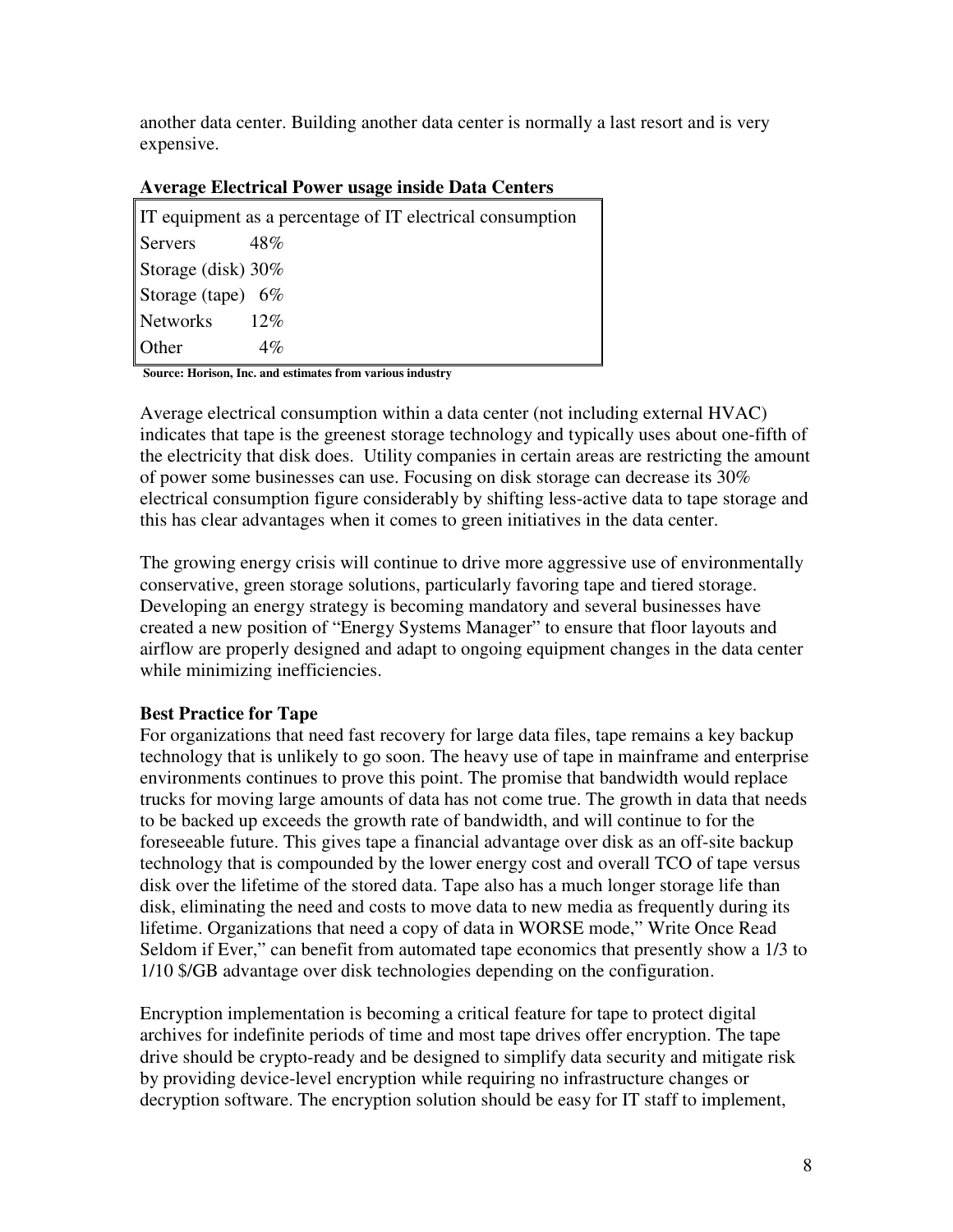another data center. Building another data center is normally a last resort and is very expensive.

**Average Electrical Power usage inside Data Centers**

| IT equipment as a percentage of IT electrical consumption | |
|---|---|
| Servers | 48% |
| Storage (disk) | 30% |
| Storage (tape) | 6% |
| Networks | 12% |
| Other | 4% |

**Source: Horison, Inc. and estimates from various industry**

Average electrical consumption within a data center (not including external HVAC) indicates that tape is the greenest storage technology and typically uses about one-fifth of the electricity that disk does. Utility companies in certain areas are restricting the amount of power some businesses can use. Focusing on disk storage can decrease its 30% electrical consumption figure considerably by shifting less-active data to tape storage and this has clear advantages when it comes to green initiatives in the data center.

The growing energy crisis will continue to drive more aggressive use of environmentally conservative, green storage solutions, particularly favoring tape and tiered storage. Developing an energy strategy is becoming mandatory and several businesses have created a new position of "Energy Systems Manager" to ensure that floor layouts and airflow are properly designed and adapt to ongoing equipment changes in the data center while minimizing inefficiencies.

**Best Practice for Tape**

For organizations that need fast recovery for large data files, tape remains a key backup technology that is unlikely to go soon. The heavy use of tape in mainframe and enterprise environments continues to prove this point. The promise that bandwidth would replace trucks for moving large amounts of data has not come true. The growth in data that needs to be backed up exceeds the growth rate of bandwidth, and will continue to for the foreseeable future. This gives tape a financial advantage over disk as an off-site backup technology that is compounded by the lower energy cost and overall TCO of tape versus disk over the lifetime of the stored data. Tape also has a much longer storage life than disk, eliminating the need and costs to move data to new media as frequently during its lifetime. Organizations that need a copy of data in WORSE mode," Write Once Read Seldom if Ever," can benefit from automated tape economics that presently show a 1/3 to 1/10 $/GB advantage over disk technologies depending on the configuration.

Encryption implementation is becoming a critical feature for tape to protect digital archives for indefinite periods of time and most tape drives offer encryption. The tape drive should be crypto-ready and be designed to simplify data security and mitigate risk by providing device-level encryption while requiring no infrastructure changes or decryption software. The encryption solution should be easy for IT staff to implement,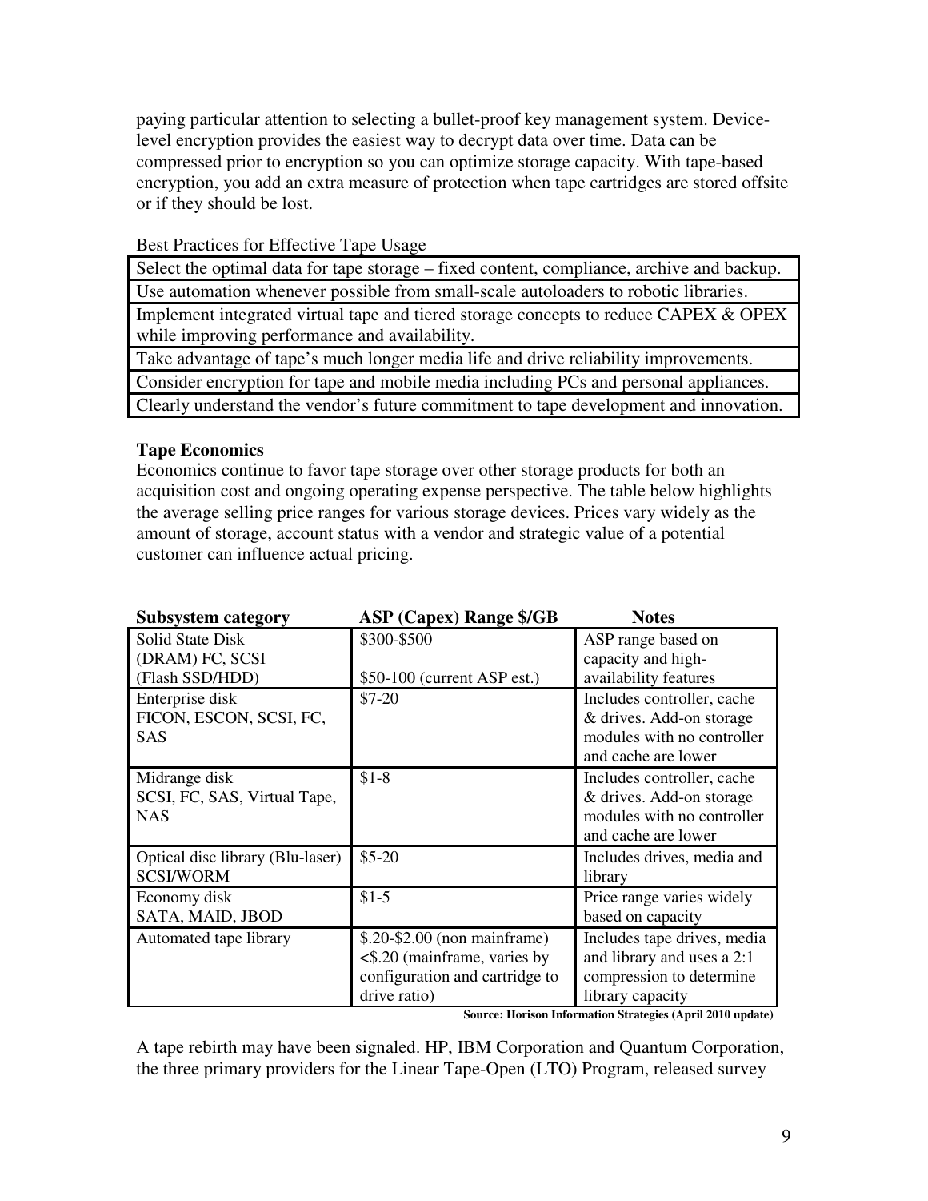paying particular attention to selecting a bullet-proof key management system. Device-level encryption provides the easiest way to decrypt data over time. Data can be compressed prior to encryption so you can optimize storage capacity. With tape-based encryption, you add an extra measure of protection when tape cartridges are stored offsite or if they should be lost.

Best Practices for Effective Tape Usage

| Best Practices for Effective Tape Usage |
|---|
| Select the optimal data for tape storage – fixed content, compliance, archive and backup. |
| Use automation whenever possible from small-scale autoloaders to robotic libraries. |
| Implement integrated virtual tape and tiered storage concepts to reduce CAPEX & OPEX while improving performance and availability. |
| Take advantage of tape's much longer media life and drive reliability improvements. |
| Consider encryption for tape and mobile media including PCs and personal appliances. |
| Clearly understand the vendor's future commitment to tape development and innovation. |

**Tape Economics**

Economics continue to favor tape storage over other storage products for both an acquisition cost and ongoing operating expense perspective. The table below highlights the average selling price ranges for various storage devices. Prices vary widely as the amount of storage, account status with a vendor and strategic value of a potential customer can influence actual pricing.

| Subsystem category | ASP (Capex) Range $/GB | Notes |
|---|---|---|
| Solid State Disk (DRAM) FC, SCSI (Flash SSD/HDD) | $300-$500<br><br>$50-100 (current ASP est.) | ASP range based on capacity and high-availability features |
| Enterprise disk FICON, ESCON, SCSI, FC, SAS | $7-20 | Includes controller, cache & drives. Add-on storage modules with no controller and cache are lower |
| Midrange disk SCSI, FC, SAS, Virtual Tape, NAS | $1-8 | Includes controller, cache & drives. Add-on storage modules with no controller and cache are lower |
| Optical disc library (Blu-laser) SCSI/WORM | $5-20 | Includes drives, media and library |
| Economy disk SATA, MAID, JBOD | $1-5 | Price range varies widely based on capacity |
| Automated tape library | $.20-$2.00 (non mainframe)<br><$.20 (mainframe, varies by configuration and cartridge to drive ratio) | Includes tape drives, media and library and uses a 2:1 compression to determine library capacity |

**Source: Horison Information Strategies (April 2010 update)**

A tape rebirth may have been signaled. HP, IBM Corporation and Quantum Corporation, the three primary providers for the Linear Tape-Open (LTO) Program, released survey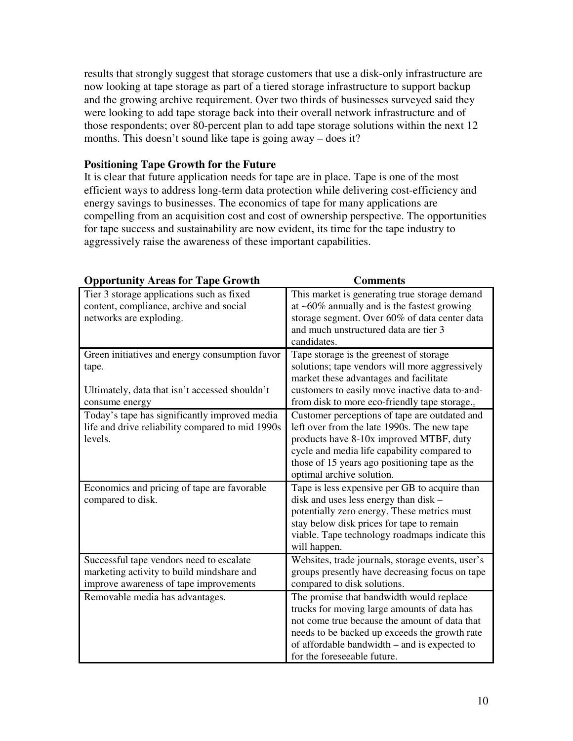results that strongly suggest that storage customers that use a disk-only infrastructure are now looking at tape storage as part of a tiered storage infrastructure to support backup and the growing archive requirement. Over two thirds of businesses surveyed said they were looking to add tape storage back into their overall network infrastructure and of those respondents; over 80-percent plan to add tape storage solutions within the next 12 months. This doesn't sound like tape is going away – does it?

**Positioning Tape Growth for the Future**

It is clear that future application needs for tape are in place. Tape is one of the most efficient ways to address long-term data protection while delivering cost-efficiency and energy savings to businesses. The economics of tape for many applications are compelling from an acquisition cost and cost of ownership perspective. The opportunities for tape success and sustainability are now evident, its time for the tape industry to aggressively raise the awareness of these important capabilities.

| Opportunity Areas for Tape Growth | Comments |
|---|---|
| Tier 3 storage applications such as fixed content, compliance, archive and social networks are exploding. | This market is generating true storage demand at ~60% annually and is the fastest growing storage segment. Over 60% of data center data and much unstructured data are tier 3 candidates. |
| Green initiatives and energy consumption favor tape.<br><br>Ultimately, data that isn't accessed shouldn't consume energy | Tape storage is the greenest of storage solutions; tape vendors will more aggressively market these advantages and facilitate customers to easily move inactive data to-and-from disk to more eco-friendly tape storage.. |
| Today's tape has significantly improved media life and drive reliability compared to mid 1990s levels. | Customer perceptions of tape are outdated and left over from the late 1990s. The new tape products have 8-10x improved MTBF, duty cycle and media life capability compared to those of 15 years ago positioning tape as the optimal archive solution. |
| Economics and pricing of tape are favorable compared to disk. | Tape is less expensive per GB to acquire than disk and uses less energy than disk – potentially zero energy. These metrics must stay below disk prices for tape to remain viable. Tape technology roadmaps indicate this will happen. |
| Successful tape vendors need to escalate marketing activity to build mindshare and improve awareness of tape improvements | Websites, trade journals, storage events, user's groups presently have decreasing focus on tape compared to disk solutions. |
| Removable media has advantages. | The promise that bandwidth would replace trucks for moving large amounts of data has not come true because the amount of data that needs to be backed up exceeds the growth rate of affordable bandwidth – and is expected to for the foreseeable future. |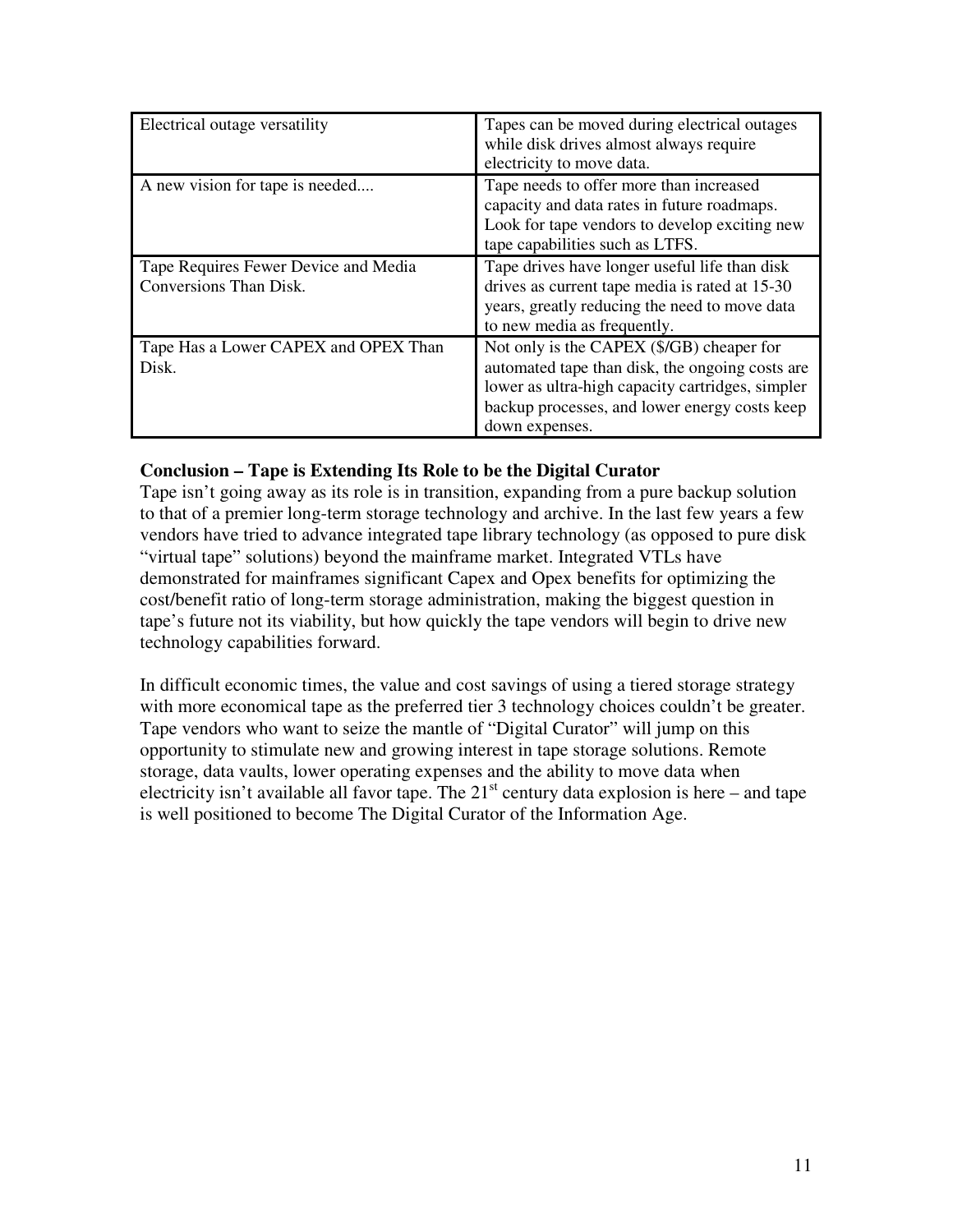| | |
|---|---|
| Electrical outage versatility | Tapes can be moved during electrical outages while disk drives almost always require electricity to move data. |
| A new vision for tape is needed.... | Tape needs to offer more than increased capacity and data rates in future roadmaps. Look for tape vendors to develop exciting new tape capabilities such as LTFS. |
| Tape Requires Fewer Device and Media Conversions Than Disk. | Tape drives have longer useful life than disk drives as current tape media is rated at 15-30 years, greatly reducing the need to move data to new media as frequently. |
| Tape Has a Lower CAPEX and OPEX Than Disk. | Not only is the CAPEX ($/GB) cheaper for automated tape than disk, the ongoing costs are lower as ultra-high capacity cartridges, simpler backup processes, and lower energy costs keep down expenses. |

**Conclusion – Tape is Extending Its Role to be the Digital Curator**

Tape isn't going away as its role is in transition, expanding from a pure backup solution to that of a premier long-term storage technology and archive. In the last few years a few vendors have tried to advance integrated tape library technology (as opposed to pure disk "virtual tape" solutions) beyond the mainframe market. Integrated VTLs have demonstrated for mainframes significant Capex and Opex benefits for optimizing the cost/benefit ratio of long-term storage administration, making the biggest question in tape's future not its viability, but how quickly the tape vendors will begin to drive new technology capabilities forward.

In difficult economic times, the value and cost savings of using a tiered storage strategy with more economical tape as the preferred tier 3 technology choices couldn't be greater. Tape vendors who want to seize the mantle of "Digital Curator" will jump on this opportunity to stimulate new and growing interest in tape storage solutions. Remote storage, data vaults, lower operating expenses and the ability to move data when electricity isn't available all favor tape. The 21st century data explosion is here – and tape is well positioned to become The Digital Curator of the Information Age.